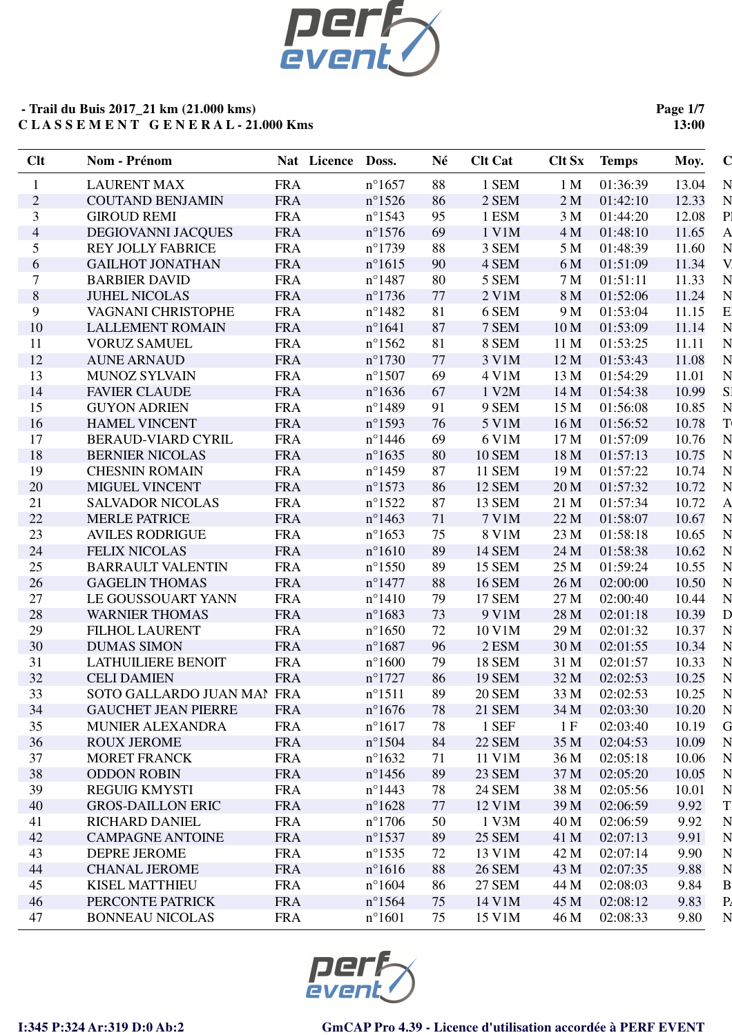**- Trail du Buis 2017_21 km (21.000 kms)**
**C L A S S E M E N T   G E N E R A L - 21.000 Kms**

| Clt | Nom - Prénom | Nat | Licence | Doss. | Né | Clt Cat | Clt Sx | Temps | Moy. | C |
|---|---|---|---|---|---|---|---|---|---|---|
| 1 | LAURENT MAX | FRA | | n°1657 | 88 | 1 SEM | 1 M | 01:36:39 | 13.04 | N |
| 2 | COUTAND BENJAMIN | FRA | | n°1526 | 86 | 2 SEM | 2 M | 01:42:10 | 12.33 | N |
| 3 | GIROUD REMI | FRA | | n°1543 | 95 | 1 ESM | 3 M | 01:44:20 | 12.08 | P |
| 4 | DEGIOVANNI JACQUES | FRA | | n°1576 | 69 | 1 V1M | 4 M | 01:48:10 | 11.65 | A |
| 5 | REY JOLLY FABRICE | FRA | | n°1739 | 88 | 3 SEM | 5 M | 01:48:39 | 11.60 | N |
| 6 | GAILHOT JONATHAN | FRA | | n°1615 | 90 | 4 SEM | 6 M | 01:51:09 | 11.34 | V |
| 7 | BARBIER DAVID | FRA | | n°1487 | 80 | 5 SEM | 7 M | 01:51:11 | 11.33 | N |
| 8 | JUHEL NICOLAS | FRA | | n°1736 | 77 | 2 V1M | 8 M | 01:52:06 | 11.24 | N |
| 9 | VAGNANI CHRISTOPHE | FRA | | n°1482 | 81 | 6 SEM | 9 M | 01:53:04 | 11.15 | E |
| 10 | LALLEMENT ROMAIN | FRA | | n°1641 | 87 | 7 SEM | 10 M | 01:53:09 | 11.14 | N |
| 11 | VORUZ SAMUEL | FRA | | n°1562 | 81 | 8 SEM | 11 M | 01:53:25 | 11.11 | N |
| 12 | AUNE ARNAUD | FRA | | n°1730 | 77 | 3 V1M | 12 M | 01:53:43 | 11.08 | N |
| 13 | MUNOZ SYLVAIN | FRA | | n°1507 | 69 | 4 V1M | 13 M | 01:54:29 | 11.01 | N |
| 14 | FAVIER CLAUDE | FRA | | n°1636 | 67 | 1 V2M | 14 M | 01:54:38 | 10.99 | S |
| 15 | GUYON ADRIEN | FRA | | n°1489 | 91 | 9 SEM | 15 M | 01:56:08 | 10.85 | N |
| 16 | HAMEL VINCENT | FRA | | n°1593 | 76 | 5 V1M | 16 M | 01:56:52 | 10.78 | T |
| 17 | BERAUD-VIARD CYRIL | FRA | | n°1446 | 69 | 6 V1M | 17 M | 01:57:09 | 10.76 | N |
| 18 | BERNIER NICOLAS | FRA | | n°1635 | 80 | 10 SEM | 18 M | 01:57:13 | 10.75 | N |
| 19 | CHESNIN ROMAIN | FRA | | n°1459 | 87 | 11 SEM | 19 M | 01:57:22 | 10.74 | N |
| 20 | MIGUEL VINCENT | FRA | | n°1573 | 86 | 12 SEM | 20 M | 01:57:32 | 10.72 | N |
| 21 | SALVADOR NICOLAS | FRA | | n°1522 | 87 | 13 SEM | 21 M | 01:57:34 | 10.72 | A |
| 22 | MERLE PATRICE | FRA | | n°1463 | 71 | 7 V1M | 22 M | 01:58:07 | 10.67 | N |
| 23 | AVILES RODRIGUE | FRA | | n°1653 | 75 | 8 V1M | 23 M | 01:58:18 | 10.65 | N |
| 24 | FELIX NICOLAS | FRA | | n°1610 | 89 | 14 SEM | 24 M | 01:58:38 | 10.62 | N |
| 25 | BARRAULT VALENTIN | FRA | | n°1550 | 89 | 15 SEM | 25 M | 01:59:24 | 10.55 | N |
| 26 | GAGELIN THOMAS | FRA | | n°1477 | 88 | 16 SEM | 26 M | 02:00:00 | 10.50 | N |
| 27 | LE GOUSSOUART YANN | FRA | | n°1410 | 79 | 17 SEM | 27 M | 02:00:40 | 10.44 | N |
| 28 | WARNIER THOMAS | FRA | | n°1683 | 73 | 9 V1M | 28 M | 02:01:18 | 10.39 | D |
| 29 | FILHOL LAURENT | FRA | | n°1650 | 72 | 10 V1M | 29 M | 02:01:32 | 10.37 | N |
| 30 | DUMAS SIMON | FRA | | n°1687 | 96 | 2 ESM | 30 M | 02:01:55 | 10.34 | N |
| 31 | LATHUILIERE BENOIT | FRA | | n°1600 | 79 | 18 SEM | 31 M | 02:01:57 | 10.33 | N |
| 32 | CELI DAMIEN | FRA | | n°1727 | 86 | 19 SEM | 32 M | 02:02:53 | 10.25 | N |
| 33 | SOTO GALLARDO JUAN MAN | FRA | | n°1511 | 89 | 20 SEM | 33 M | 02:02:53 | 10.25 | N |
| 34 | GAUCHET JEAN PIERRE | FRA | | n°1676 | 78 | 21 SEM | 34 M | 02:03:30 | 10.20 | N |
| 35 | MUNIER ALEXANDRA | FRA | | n°1617 | 78 | 1 SEF | 1 F | 02:03:40 | 10.19 | G |
| 36 | ROUX JEROME | FRA | | n°1504 | 84 | 22 SEM | 35 M | 02:04:53 | 10.09 | N |
| 37 | MORET FRANCK | FRA | | n°1632 | 71 | 11 V1M | 36 M | 02:05:18 | 10.06 | N |
| 38 | ODDON ROBIN | FRA | | n°1456 | 89 | 23 SEM | 37 M | 02:05:20 | 10.05 | N |
| 39 | REGUIG KMYSTI | FRA | | n°1443 | 78 | 24 SEM | 38 M | 02:05:56 | 10.01 | N |
| 40 | GROS-DAILLON ERIC | FRA | | n°1628 | 77 | 12 V1M | 39 M | 02:06:59 | 9.92 | T |
| 41 | RICHARD DANIEL | FRA | | n°1706 | 50 | 1 V3M | 40 M | 02:06:59 | 9.92 | N |
| 42 | CAMPAGNE ANTOINE | FRA | | n°1537 | 89 | 25 SEM | 41 M | 02:07:13 | 9.91 | N |
| 43 | DEPRE JEROME | FRA | | n°1535 | 72 | 13 V1M | 42 M | 02:07:14 | 9.90 | N |
| 44 | CHANAL JEROME | FRA | | n°1616 | 88 | 26 SEM | 43 M | 02:07:35 | 9.88 | N |
| 45 | KISEL MATTHIEU | FRA | | n°1604 | 86 | 27 SEM | 44 M | 02:08:03 | 9.84 | B |
| 46 | PERCONTE PATRICK | FRA | | n°1564 | 75 | 14 V1M | 45 M | 02:08:12 | 9.83 | P |
| 47 | BONNEAU NICOLAS | FRA | | n°1601 | 75 | 15 V1M | 46 M | 02:08:33 | 9.80 | N |

I:345 P:324 Ar:319 D:0 Ab:2

GmCAP Pro 4.39 - Licence d'utilisation accordée à PERF EVENT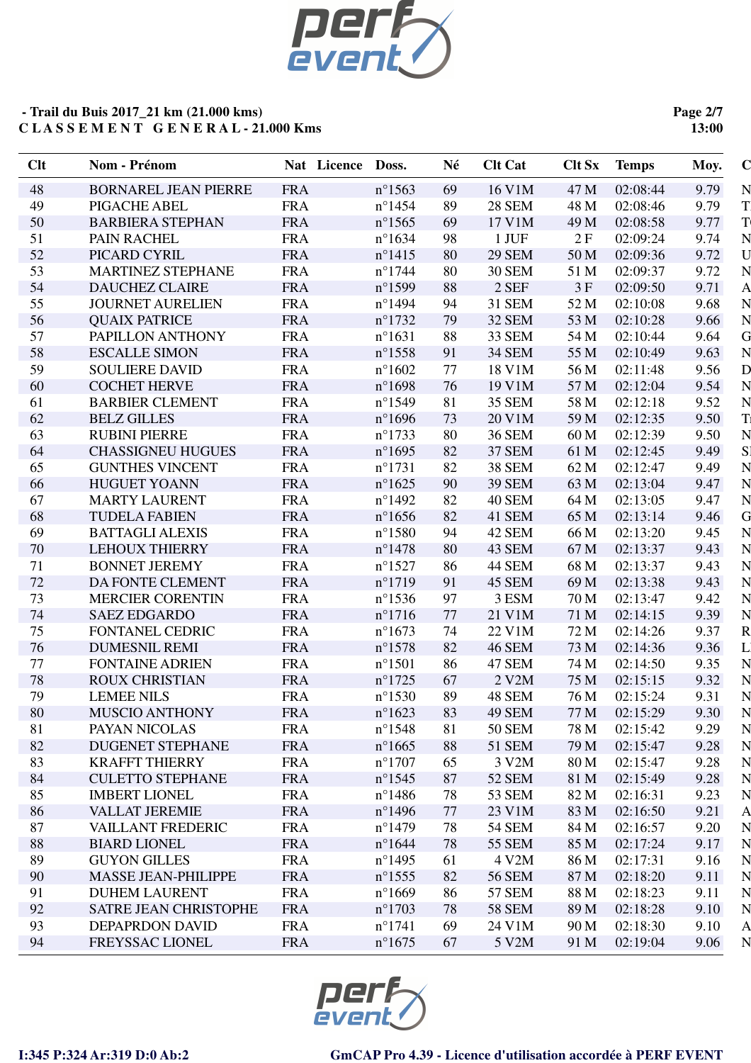**- Trail du Buis 2017_21 km (21.000 kms)**
**C L A S S E M E N T G E N E R A L - 21.000 Kms**

| Clt | Nom - Prénom | Nat | Licence | Doss. | Né | Clt Cat | Clt Sx | Temps | Moy. | C |
|---|---|---|---|---|---|---|---|---|---|---|
| 48 | BORNAREL JEAN PIERRE | FRA | | n°1563 | 69 | 16 V1M | 47 M | 02:08:44 | 9.79 | N |
| 49 | PIGACHE ABEL | FRA | | n°1454 | 89 | 28 SEM | 48 M | 02:08:46 | 9.79 | T |
| 50 | BARBIERA STEPHAN | FRA | | n°1565 | 69 | 17 V1M | 49 M | 02:08:58 | 9.77 | T |
| 51 | PAIN RACHEL | FRA | | n°1634 | 98 | 1 JUF | 2 F | 02:09:24 | 9.74 | N |
| 52 | PICARD CYRIL | FRA | | n°1415 | 80 | 29 SEM | 50 M | 02:09:36 | 9.72 | U |
| 53 | MARTINEZ STEPHANE | FRA | | n°1744 | 80 | 30 SEM | 51 M | 02:09:37 | 9.72 | N |
| 54 | DAUCHEZ CLAIRE | FRA | | n°1599 | 88 | 2 SEF | 3 F | 02:09:50 | 9.71 | A |
| 55 | JOURNET AURELIEN | FRA | | n°1494 | 94 | 31 SEM | 52 M | 02:10:08 | 9.68 | N |
| 56 | QUAIX PATRICE | FRA | | n°1732 | 79 | 32 SEM | 53 M | 02:10:28 | 9.66 | N |
| 57 | PAPILLON ANTHONY | FRA | | n°1631 | 88 | 33 SEM | 54 M | 02:10:44 | 9.64 | G |
| 58 | ESCALLE SIMON | FRA | | n°1558 | 91 | 34 SEM | 55 M | 02:10:49 | 9.63 | N |
| 59 | SOULIERE DAVID | FRA | | n°1602 | 77 | 18 V1M | 56 M | 02:11:48 | 9.56 | D |
| 60 | COCHET HERVE | FRA | | n°1698 | 76 | 19 V1M | 57 M | 02:12:04 | 9.54 | N |
| 61 | BARBIER CLEMENT | FRA | | n°1549 | 81 | 35 SEM | 58 M | 02:12:18 | 9.52 | N |
| 62 | BELZ GILLES | FRA | | n°1696 | 73 | 20 V1M | 59 M | 02:12:35 | 9.50 | T |
| 63 | RUBINI PIERRE | FRA | | n°1733 | 80 | 36 SEM | 60 M | 02:12:39 | 9.50 | N |
| 64 | CHASSIGNEU HUGUES | FRA | | n°1695 | 82 | 37 SEM | 61 M | 02:12:45 | 9.49 | S |
| 65 | GUNTHES VINCENT | FRA | | n°1731 | 82 | 38 SEM | 62 M | 02:12:47 | 9.49 | N |
| 66 | HUGUET YOANN | FRA | | n°1625 | 90 | 39 SEM | 63 M | 02:13:04 | 9.47 | N |
| 67 | MARTY LAURENT | FRA | | n°1492 | 82 | 40 SEM | 64 M | 02:13:05 | 9.47 | N |
| 68 | TUDELA FABIEN | FRA | | n°1656 | 82 | 41 SEM | 65 M | 02:13:14 | 9.46 | G |
| 69 | BATTAGLI ALEXIS | FRA | | n°1580 | 94 | 42 SEM | 66 M | 02:13:20 | 9.45 | N |
| 70 | LEHOUX THIERRY | FRA | | n°1478 | 80 | 43 SEM | 67 M | 02:13:37 | 9.43 | N |
| 71 | BONNET JEREMY | FRA | | n°1527 | 86 | 44 SEM | 68 M | 02:13:37 | 9.43 | N |
| 72 | DA FONTE CLEMENT | FRA | | n°1719 | 91 | 45 SEM | 69 M | 02:13:38 | 9.43 | N |
| 73 | MERCIER CORENTIN | FRA | | n°1536 | 97 | 3 ESM | 70 M | 02:13:47 | 9.42 | N |
| 74 | SAEZ EDGARDO | FRA | | n°1716 | 77 | 21 V1M | 71 M | 02:14:15 | 9.39 | N |
| 75 | FONTANEL CEDRIC | FRA | | n°1673 | 74 | 22 V1M | 72 M | 02:14:26 | 9.37 | R |
| 76 | DUMESNIL REMI | FRA | | n°1578 | 82 | 46 SEM | 73 M | 02:14:36 | 9.36 | L |
| 77 | FONTAINE ADRIEN | FRA | | n°1501 | 86 | 47 SEM | 74 M | 02:14:50 | 9.35 | N |
| 78 | ROUX CHRISTIAN | FRA | | n°1725 | 67 | 2 V2M | 75 M | 02:15:15 | 9.32 | N |
| 79 | LEMEE NILS | FRA | | n°1530 | 89 | 48 SEM | 76 M | 02:15:24 | 9.31 | N |
| 80 | MUSCIO ANTHONY | FRA | | n°1623 | 83 | 49 SEM | 77 M | 02:15:29 | 9.30 | N |
| 81 | PAYAN NICOLAS | FRA | | n°1548 | 81 | 50 SEM | 78 M | 02:15:42 | 9.29 | N |
| 82 | DUGENET STEPHANE | FRA | | n°1665 | 88 | 51 SEM | 79 M | 02:15:47 | 9.28 | N |
| 83 | KRAFFT THIERRY | FRA | | n°1707 | 65 | 3 V2M | 80 M | 02:15:47 | 9.28 | N |
| 84 | CULETTO STEPHANE | FRA | | n°1545 | 87 | 52 SEM | 81 M | 02:15:49 | 9.28 | N |
| 85 | IMBERT LIONEL | FRA | | n°1486 | 78 | 53 SEM | 82 M | 02:16:31 | 9.23 | N |
| 86 | VALLAT JEREMIE | FRA | | n°1496 | 77 | 23 V1M | 83 M | 02:16:50 | 9.21 | A |
| 87 | VAILLANT FREDERIC | FRA | | n°1479 | 78 | 54 SEM | 84 M | 02:16:57 | 9.20 | N |
| 88 | BIARD LIONEL | FRA | | n°1644 | 78 | 55 SEM | 85 M | 02:17:24 | 9.17 | N |
| 89 | GUYON GILLES | FRA | | n°1495 | 61 | 4 V2M | 86 M | 02:17:31 | 9.16 | N |
| 90 | MASSE JEAN-PHILIPPE | FRA | | n°1555 | 82 | 56 SEM | 87 M | 02:18:20 | 9.11 | N |
| 91 | DUHEM LAURENT | FRA | | n°1669 | 86 | 57 SEM | 88 M | 02:18:23 | 9.11 | N |
| 92 | SATRE JEAN CHRISTOPHE | FRA | | n°1703 | 78 | 58 SEM | 89 M | 02:18:28 | 9.10 | N |
| 93 | DEPAPRDON DAVID | FRA | | n°1741 | 69 | 24 V1M | 90 M | 02:18:30 | 9.10 | A |
| 94 | FREYSSAC LIONEL | FRA | | n°1675 | 67 | 5 V2M | 91 M | 02:19:04 | 9.06 | N |

I:345 P:324 Ar:319 D:0 Ab:2 — GmCAP Pro 4.39 - Licence d'utilisation accordée à PERF EVENT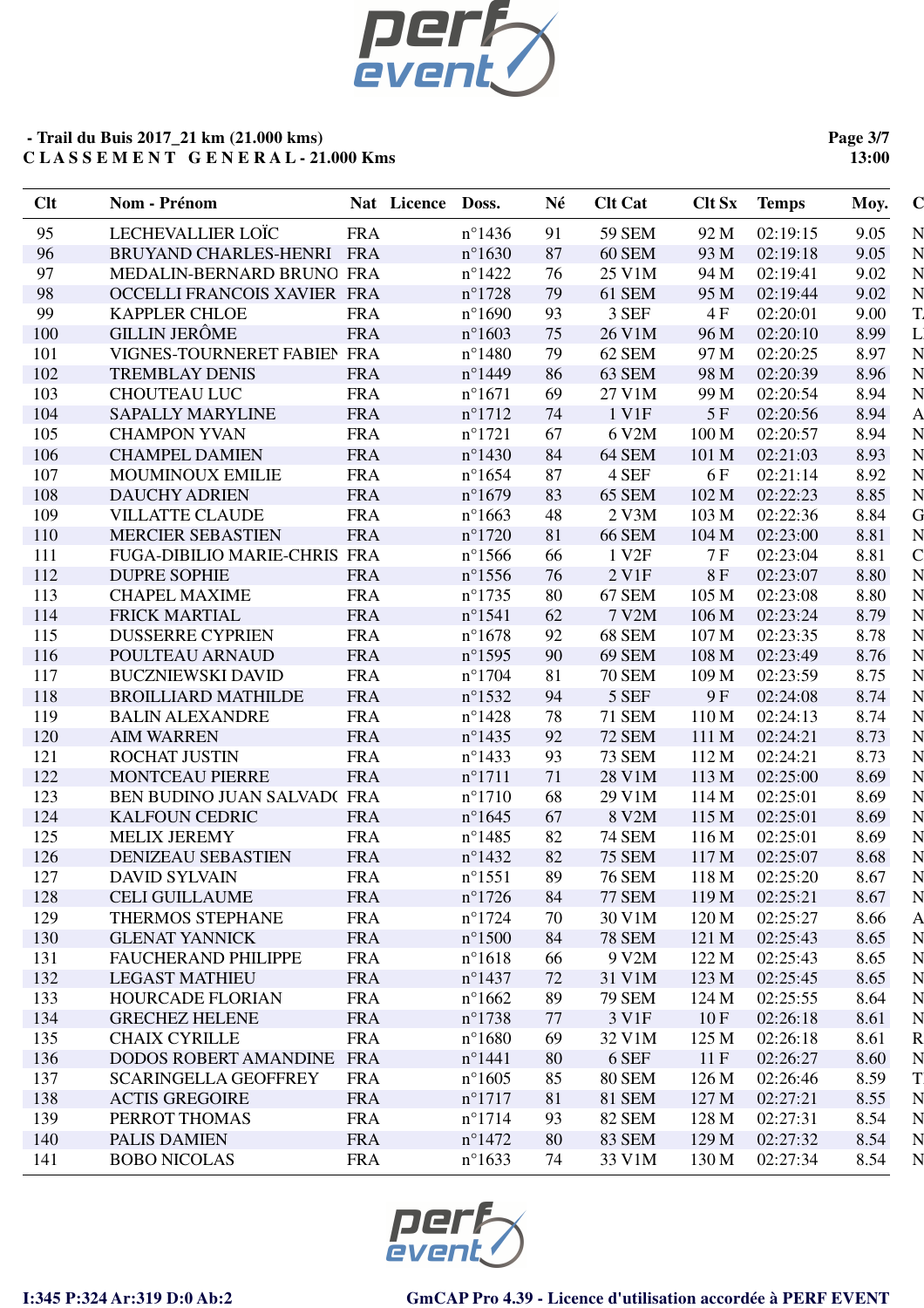**- Trail du Buis 2017_21 km (21.000 kms)**
**C L A S S E M E N T G E N E R A L - 21.000 Kms**

**13:00**

| Clt | Nom - Prénom | Nat | Licence | Doss. | Né | Clt Cat | Clt Sx | Temps | Moy. | C |
|---|---|---|---|---|---|---|---|---|---|---|
| 95 | LECHEVALLIER LOÏC | FRA | | n°1436 | 91 | 59 SEM | 92 M | 02:19:15 | 9.05 | N |
| 96 | BRUYAND CHARLES-HENRI | FRA | | n°1630 | 87 | 60 SEM | 93 M | 02:19:18 | 9.05 | N |
| 97 | MEDALIN-BERNARD BRUNO | FRA | | n°1422 | 76 | 25 V1M | 94 M | 02:19:41 | 9.02 | N |
| 98 | OCCELLI FRANCOIS XAVIER | FRA | | n°1728 | 79 | 61 SEM | 95 M | 02:19:44 | 9.02 | N |
| 99 | KAPPLER CHLOE | FRA | | n°1690 | 93 | 3 SEF | 4 F | 02:20:01 | 9.00 | T |
| 100 | GILLIN JERÔME | FRA | | n°1603 | 75 | 26 V1M | 96 M | 02:20:10 | 8.99 | L |
| 101 | VIGNES-TOURNERET FABIEN | FRA | | n°1480 | 79 | 62 SEM | 97 M | 02:20:25 | 8.97 | N |
| 102 | TREMBLAY DENIS | FRA | | n°1449 | 86 | 63 SEM | 98 M | 02:20:39 | 8.96 | N |
| 103 | CHOUTEAU LUC | FRA | | n°1671 | 69 | 27 V1M | 99 M | 02:20:54 | 8.94 | N |
| 104 | SAPALLY MARYLINE | FRA | | n°1712 | 74 | 1 V1F | 5 F | 02:20:56 | 8.94 | A |
| 105 | CHAMPON YVAN | FRA | | n°1721 | 67 | 6 V2M | 100 M | 02:20:57 | 8.94 | N |
| 106 | CHAMPEL DAMIEN | FRA | | n°1430 | 84 | 64 SEM | 101 M | 02:21:03 | 8.93 | N |
| 107 | MOUMINOUX EMILIE | FRA | | n°1654 | 87 | 4 SEF | 6 F | 02:21:14 | 8.92 | N |
| 108 | DAUCHY ADRIEN | FRA | | n°1679 | 83 | 65 SEM | 102 M | 02:22:23 | 8.85 | N |
| 109 | VILLATTE CLAUDE | FRA | | n°1663 | 48 | 2 V3M | 103 M | 02:22:36 | 8.84 | G |
| 110 | MERCIER SEBASTIEN | FRA | | n°1720 | 81 | 66 SEM | 104 M | 02:23:00 | 8.81 | N |
| 111 | FUGA-DIBILIO MARIE-CHRIS | FRA | | n°1566 | 66 | 1 V2F | 7 F | 02:23:04 | 8.81 | C |
| 112 | DUPRE SOPHIE | FRA | | n°1556 | 76 | 2 V1F | 8 F | 02:23:07 | 8.80 | N |
| 113 | CHAPEL MAXIME | FRA | | n°1735 | 80 | 67 SEM | 105 M | 02:23:08 | 8.80 | N |
| 114 | FRICK MARTIAL | FRA | | n°1541 | 62 | 7 V2M | 106 M | 02:23:24 | 8.79 | N |
| 115 | DUSSERRE CYPRIEN | FRA | | n°1678 | 92 | 68 SEM | 107 M | 02:23:35 | 8.78 | N |
| 116 | POULTEAU ARNAUD | FRA | | n°1595 | 90 | 69 SEM | 108 M | 02:23:49 | 8.76 | N |
| 117 | BUCZNIEWSKI DAVID | FRA | | n°1704 | 81 | 70 SEM | 109 M | 02:23:59 | 8.75 | N |
| 118 | BROILLIARD MATHILDE | FRA | | n°1532 | 94 | 5 SEF | 9 F | 02:24:08 | 8.74 | N |
| 119 | BALIN ALEXANDRE | FRA | | n°1428 | 78 | 71 SEM | 110 M | 02:24:13 | 8.74 | N |
| 120 | AIM WARREN | FRA | | n°1435 | 92 | 72 SEM | 111 M | 02:24:21 | 8.73 | N |
| 121 | ROCHAT JUSTIN | FRA | | n°1433 | 93 | 73 SEM | 112 M | 02:24:21 | 8.73 | N |
| 122 | MONTCEAU PIERRE | FRA | | n°1711 | 71 | 28 V1M | 113 M | 02:25:00 | 8.69 | N |
| 123 | BEN BUDINO JUAN SALVADO | FRA | | n°1710 | 68 | 29 V1M | 114 M | 02:25:01 | 8.69 | N |
| 124 | KALFOUN CEDRIC | FRA | | n°1645 | 67 | 8 V2M | 115 M | 02:25:01 | 8.69 | N |
| 125 | MELIX JEREMY | FRA | | n°1485 | 82 | 74 SEM | 116 M | 02:25:01 | 8.69 | N |
| 126 | DENIZEAU SEBASTIEN | FRA | | n°1432 | 82 | 75 SEM | 117 M | 02:25:07 | 8.68 | N |
| 127 | DAVID SYLVAIN | FRA | | n°1551 | 89 | 76 SEM | 118 M | 02:25:20 | 8.67 | N |
| 128 | CELI GUILLAUME | FRA | | n°1726 | 84 | 77 SEM | 119 M | 02:25:21 | 8.67 | N |
| 129 | THERMOS STEPHANE | FRA | | n°1724 | 70 | 30 V1M | 120 M | 02:25:27 | 8.66 | A |
| 130 | GLENAT YANNICK | FRA | | n°1500 | 84 | 78 SEM | 121 M | 02:25:43 | 8.65 | N |
| 131 | FAUCHERAND PHILIPPE | FRA | | n°1618 | 66 | 9 V2M | 122 M | 02:25:43 | 8.65 | N |
| 132 | LEGAST MATHIEU | FRA | | n°1437 | 72 | 31 V1M | 123 M | 02:25:45 | 8.65 | N |
| 133 | HOURCADE FLORIAN | FRA | | n°1662 | 89 | 79 SEM | 124 M | 02:25:55 | 8.64 | N |
| 134 | GRECHEZ HELENE | FRA | | n°1738 | 77 | 3 V1F | 10 F | 02:26:18 | 8.61 | N |
| 135 | CHAIX CYRILLE | FRA | | n°1680 | 69 | 32 V1M | 125 M | 02:26:18 | 8.61 | R |
| 136 | DODOS ROBERT AMANDINE | FRA | | n°1441 | 80 | 6 SEF | 11 F | 02:26:27 | 8.60 | N |
| 137 | SCARINGELLA GEOFFREY | FRA | | n°1605 | 85 | 80 SEM | 126 M | 02:26:46 | 8.59 | T |
| 138 | ACTIS GREGOIRE | FRA | | n°1717 | 81 | 81 SEM | 127 M | 02:27:21 | 8.55 | N |
| 139 | PERROT THOMAS | FRA | | n°1714 | 93 | 82 SEM | 128 M | 02:27:31 | 8.54 | N |
| 140 | PALIS DAMIEN | FRA | | n°1472 | 80 | 83 SEM | 129 M | 02:27:32 | 8.54 | N |
| 141 | BOBO NICOLAS | FRA | | n°1633 | 74 | 33 V1M | 130 M | 02:27:34 | 8.54 | N |

**I:345 P:324 Ar:319 D:0 Ab:2** **GmCAP Pro 4.39 - Licence d'utilisation accordée à PERF EVENT**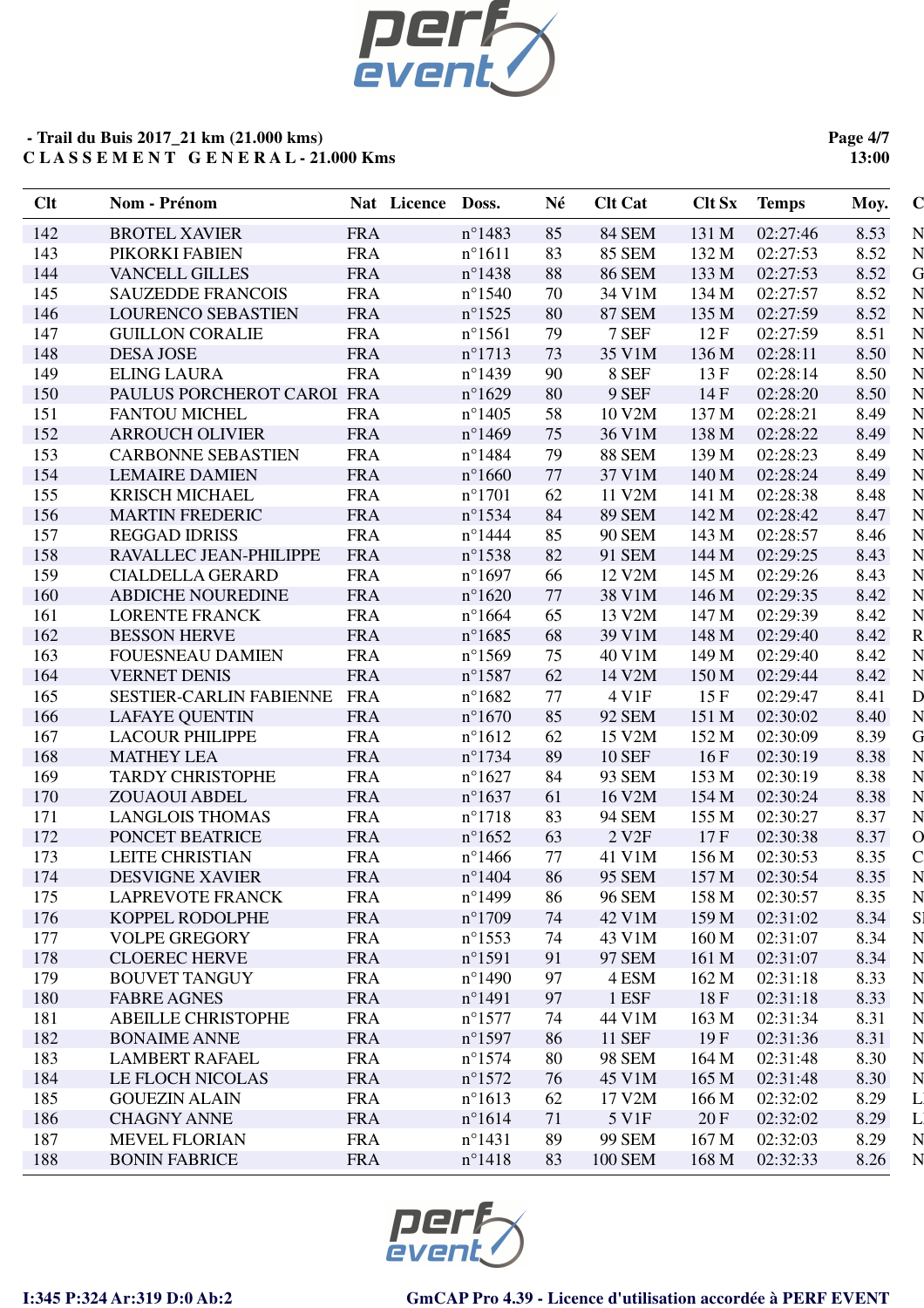**- Trail du Buis 2017_21 km (21.000 kms)**
**C L A S S E M E N T  G E N E R A L - 21.000 Kms**

**Page 4/7**
**13:00**

| Clt | Nom - Prénom | Nat | Licence | Doss. | Né | Clt Cat | Clt Sx | Temps | Moy. | C |
|---|---|---|---|---|---|---|---|---|---|---|
| 142 | BROTEL XAVIER | FRA | | n°1483 | 85 | 84 SEM | 131 M | 02:27:46 | 8.53 | N |
| 143 | PIKORKI FABIEN | FRA | | n°1611 | 83 | 85 SEM | 132 M | 02:27:53 | 8.52 | N |
| 144 | VANCELL GILLES | FRA | | n°1438 | 88 | 86 SEM | 133 M | 02:27:53 | 8.52 | G |
| 145 | SAUZEDDE FRANCOIS | FRA | | n°1540 | 70 | 34 V1M | 134 M | 02:27:57 | 8.52 | N |
| 146 | LOURENCO SEBASTIEN | FRA | | n°1525 | 80 | 87 SEM | 135 M | 02:27:59 | 8.52 | N |
| 147 | GUILLON CORALIE | FRA | | n°1561 | 79 | 7 SEF | 12 F | 02:27:59 | 8.51 | N |
| 148 | DESA JOSE | FRA | | n°1713 | 73 | 35 V1M | 136 M | 02:28:11 | 8.50 | N |
| 149 | ELING LAURA | FRA | | n°1439 | 90 | 8 SEF | 13 F | 02:28:14 | 8.50 | N |
| 150 | PAULUS PORCHEROT CAROI | FRA | | n°1629 | 80 | 9 SEF | 14 F | 02:28:20 | 8.50 | N |
| 151 | FANTOU MICHEL | FRA | | n°1405 | 58 | 10 V2M | 137 M | 02:28:21 | 8.49 | N |
| 152 | ARROUCH OLIVIER | FRA | | n°1469 | 75 | 36 V1M | 138 M | 02:28:22 | 8.49 | N |
| 153 | CARBONNE SEBASTIEN | FRA | | n°1484 | 79 | 88 SEM | 139 M | 02:28:23 | 8.49 | N |
| 154 | LEMAIRE DAMIEN | FRA | | n°1660 | 77 | 37 V1M | 140 M | 02:28:24 | 8.49 | N |
| 155 | KRISCH MICHAEL | FRA | | n°1701 | 62 | 11 V2M | 141 M | 02:28:38 | 8.48 | N |
| 156 | MARTIN FREDERIC | FRA | | n°1534 | 84 | 89 SEM | 142 M | 02:28:42 | 8.47 | N |
| 157 | REGGAD IDRISS | FRA | | n°1444 | 85 | 90 SEM | 143 M | 02:28:57 | 8.46 | N |
| 158 | RAVALLEC JEAN-PHILIPPE | FRA | | n°1538 | 82 | 91 SEM | 144 M | 02:29:25 | 8.43 | N |
| 159 | CIALDELLA GERARD | FRA | | n°1697 | 66 | 12 V2M | 145 M | 02:29:26 | 8.43 | N |
| 160 | ABDICHE NOUREDINE | FRA | | n°1620 | 77 | 38 V1M | 146 M | 02:29:35 | 8.42 | N |
| 161 | LORENTE FRANCK | FRA | | n°1664 | 65 | 13 V2M | 147 M | 02:29:39 | 8.42 | N |
| 162 | BESSON HERVE | FRA | | n°1685 | 68 | 39 V1M | 148 M | 02:29:40 | 8.42 | R |
| 163 | FOUESNEAU DAMIEN | FRA | | n°1569 | 75 | 40 V1M | 149 M | 02:29:40 | 8.42 | N |
| 164 | VERNET DENIS | FRA | | n°1587 | 62 | 14 V2M | 150 M | 02:29:44 | 8.42 | N |
| 165 | SESTIER-CARLIN FABIENNE | FRA | | n°1682 | 77 | 4 V1F | 15 F | 02:29:47 | 8.41 | D |
| 166 | LAFAYE QUENTIN | FRA | | n°1670 | 85 | 92 SEM | 151 M | 02:30:02 | 8.40 | N |
| 167 | LACOUR PHILIPPE | FRA | | n°1612 | 62 | 15 V2M | 152 M | 02:30:09 | 8.39 | G |
| 168 | MATHEY LEA | FRA | | n°1734 | 89 | 10 SEF | 16 F | 02:30:19 | 8.38 | N |
| 169 | TARDY CHRISTOPHE | FRA | | n°1627 | 84 | 93 SEM | 153 M | 02:30:19 | 8.38 | N |
| 170 | ZOUAOUI ABDEL | FRA | | n°1637 | 61 | 16 V2M | 154 M | 02:30:24 | 8.38 | N |
| 171 | LANGLOIS THOMAS | FRA | | n°1718 | 83 | 94 SEM | 155 M | 02:30:27 | 8.37 | N |
| 172 | PONCET BEATRICE | FRA | | n°1652 | 63 | 2 V2F | 17 F | 02:30:38 | 8.37 | O |
| 173 | LEITE CHRISTIAN | FRA | | n°1466 | 77 | 41 V1M | 156 M | 02:30:53 | 8.35 | C |
| 174 | DESVIGNE XAVIER | FRA | | n°1404 | 86 | 95 SEM | 157 M | 02:30:54 | 8.35 | N |
| 175 | LAPREVOTE FRANCK | FRA | | n°1499 | 86 | 96 SEM | 158 M | 02:30:57 | 8.35 | N |
| 176 | KOPPEL RODOLPHE | FRA | | n°1709 | 74 | 42 V1M | 159 M | 02:31:02 | 8.34 | SI |
| 177 | VOLPE GREGORY | FRA | | n°1553 | 74 | 43 V1M | 160 M | 02:31:07 | 8.34 | N |
| 178 | CLOEREC HERVE | FRA | | n°1591 | 91 | 97 SEM | 161 M | 02:31:07 | 8.34 | N |
| 179 | BOUVET TANGUY | FRA | | n°1490 | 97 | 4 ESM | 162 M | 02:31:18 | 8.33 | N |
| 180 | FABRE AGNES | FRA | | n°1491 | 97 | 1 ESF | 18 F | 02:31:18 | 8.33 | N |
| 181 | ABEILLE CHRISTOPHE | FRA | | n°1577 | 74 | 44 V1M | 163 M | 02:31:34 | 8.31 | N |
| 182 | BONAIME ANNE | FRA | | n°1597 | 86 | 11 SEF | 19 F | 02:31:36 | 8.31 | N |
| 183 | LAMBERT RAFAEL | FRA | | n°1574 | 80 | 98 SEM | 164 M | 02:31:48 | 8.30 | N |
| 184 | LE FLOCH NICOLAS | FRA | | n°1572 | 76 | 45 V1M | 165 M | 02:31:48 | 8.30 | N |
| 185 | GOUEZIN ALAIN | FRA | | n°1613 | 62 | 17 V2M | 166 M | 02:32:02 | 8.29 | L |
| 186 | CHAGNY ANNE | FRA | | n°1614 | 71 | 5 V1F | 20 F | 02:32:02 | 8.29 | L |
| 187 | MEVEL FLORIAN | FRA | | n°1431 | 89 | 99 SEM | 167 M | 02:32:03 | 8.29 | N |
| 188 | BONIN FABRICE | FRA | | n°1418 | 83 | 100 SEM | 168 M | 02:32:33 | 8.26 | N |

I:345 P:324 Ar:319 D:0 Ab:2

GmCAP Pro 4.39 - Licence d'utilisation accordée à PERF EVENT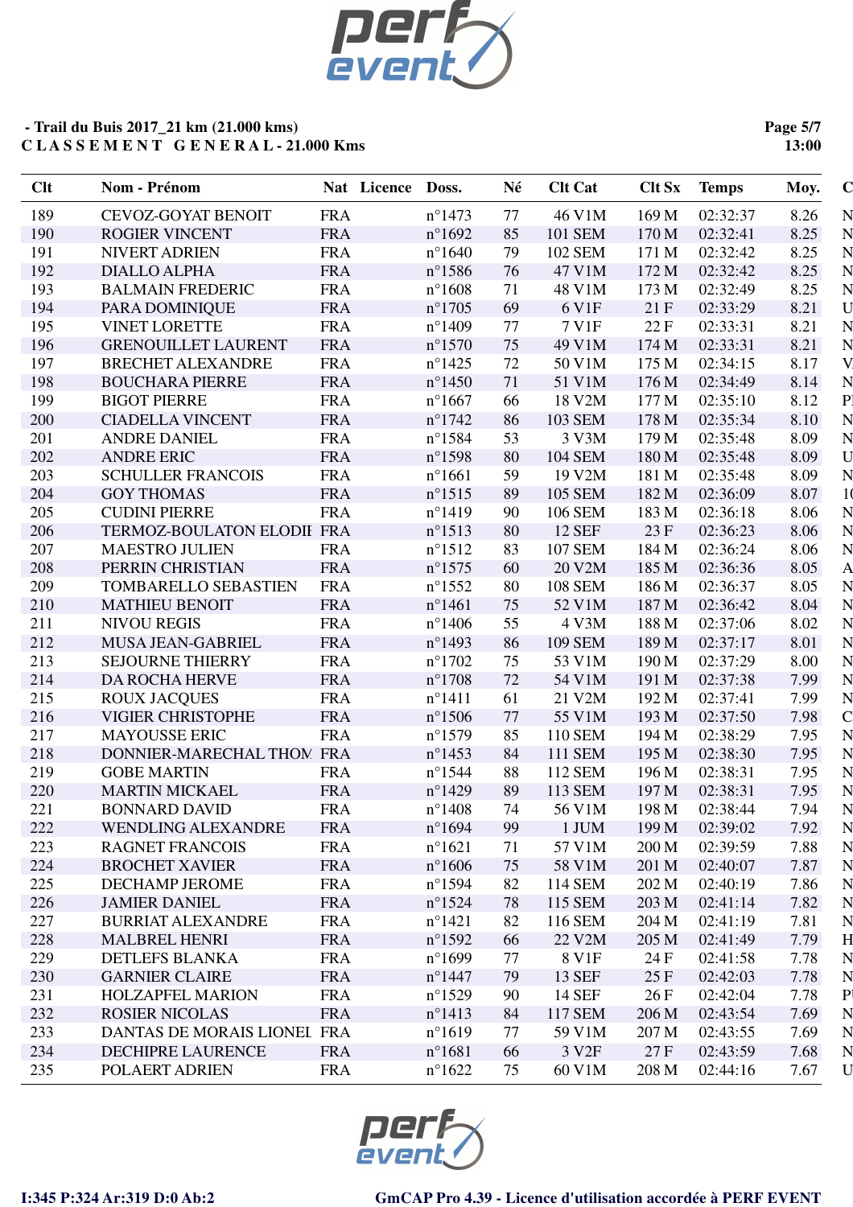**- Trail du Buis 2017_21 km (21.000 kms)**
**C L A S S E M E N T G E N E R A L - 21.000 Kms**

| Clt | Nom - Prénom | Nat | Licence | Doss. | Né | Clt Cat | Clt Sx | Temps | Moy. | C |
|---|---|---|---|---|---|---|---|---|---|---|
| 189 | CEVOZ-GOYAT BENOIT | FRA | | n°1473 | 77 | 46 V1M | 169 M | 02:32:37 | 8.26 | N |
| 190 | ROGIER VINCENT | FRA | | n°1692 | 85 | 101 SEM | 170 M | 02:32:41 | 8.25 | N |
| 191 | NIVERT ADRIEN | FRA | | n°1640 | 79 | 102 SEM | 171 M | 02:32:42 | 8.25 | N |
| 192 | DIALLO ALPHA | FRA | | n°1586 | 76 | 47 V1M | 172 M | 02:32:42 | 8.25 | N |
| 193 | BALMAIN FREDERIC | FRA | | n°1608 | 71 | 48 V1M | 173 M | 02:32:49 | 8.25 | N |
| 194 | PARA DOMINIQUE | FRA | | n°1705 | 69 | 6 V1F | 21 F | 02:33:29 | 8.21 | U |
| 195 | VINET LORETTE | FRA | | n°1409 | 77 | 7 V1F | 22 F | 02:33:31 | 8.21 | N |
| 196 | GRENOUILLET LAURENT | FRA | | n°1570 | 75 | 49 V1M | 174 M | 02:33:31 | 8.21 | N |
| 197 | BRECHET ALEXANDRE | FRA | | n°1425 | 72 | 50 V1M | 175 M | 02:34:15 | 8.17 | V |
| 198 | BOUCHARA PIERRE | FRA | | n°1450 | 71 | 51 V1M | 176 M | 02:34:49 | 8.14 | N |
| 199 | BIGOT PIERRE | FRA | | n°1667 | 66 | 18 V2M | 177 M | 02:35:10 | 8.12 | P |
| 200 | CIADELLA VINCENT | FRA | | n°1742 | 86 | 103 SEM | 178 M | 02:35:34 | 8.10 | N |
| 201 | ANDRE DANIEL | FRA | | n°1584 | 53 | 3 V3M | 179 M | 02:35:48 | 8.09 | N |
| 202 | ANDRE ERIC | FRA | | n°1598 | 80 | 104 SEM | 180 M | 02:35:48 | 8.09 | U |
| 203 | SCHULLER FRANCOIS | FRA | | n°1661 | 59 | 19 V2M | 181 M | 02:35:48 | 8.09 | N |
| 204 | GOY THOMAS | FRA | | n°1515 | 89 | 105 SEM | 182 M | 02:36:09 | 8.07 | 1( |
| 205 | CUDINI PIERRE | FRA | | n°1419 | 90 | 106 SEM | 183 M | 02:36:18 | 8.06 | N |
| 206 | TERMOZ-BOULATON ELODIE | FRA | | n°1513 | 80 | 12 SEF | 23 F | 02:36:23 | 8.06 | N |
| 207 | MAESTRO JULIEN | FRA | | n°1512 | 83 | 107 SEM | 184 M | 02:36:24 | 8.06 | N |
| 208 | PERRIN CHRISTIAN | FRA | | n°1575 | 60 | 20 V2M | 185 M | 02:36:36 | 8.05 | A |
| 209 | TOMBARELLO SEBASTIEN | FRA | | n°1552 | 80 | 108 SEM | 186 M | 02:36:37 | 8.05 | N |
| 210 | MATHIEU BENOIT | FRA | | n°1461 | 75 | 52 V1M | 187 M | 02:36:42 | 8.04 | N |
| 211 | NIVOU REGIS | FRA | | n°1406 | 55 | 4 V3M | 188 M | 02:37:06 | 8.02 | N |
| 212 | MUSA JEAN-GABRIEL | FRA | | n°1493 | 86 | 109 SEM | 189 M | 02:37:17 | 8.01 | N |
| 213 | SEJOURNE THIERRY | FRA | | n°1702 | 75 | 53 V1M | 190 M | 02:37:29 | 8.00 | N |
| 214 | DA ROCHA HERVE | FRA | | n°1708 | 72 | 54 V1M | 191 M | 02:37:38 | 7.99 | N |
| 215 | ROUX JACQUES | FRA | | n°1411 | 61 | 21 V2M | 192 M | 02:37:41 | 7.99 | N |
| 216 | VIGIER CHRISTOPHE | FRA | | n°1506 | 77 | 55 V1M | 193 M | 02:37:50 | 7.98 | C |
| 217 | MAYOUSSE ERIC | FRA | | n°1579 | 85 | 110 SEM | 194 M | 02:38:29 | 7.95 | N |
| 218 | DONNIER-MARECHAL THOM | FRA | | n°1453 | 84 | 111 SEM | 195 M | 02:38:30 | 7.95 | N |
| 219 | GOBE MARTIN | FRA | | n°1544 | 88 | 112 SEM | 196 M | 02:38:31 | 7.95 | N |
| 220 | MARTIN MICKAEL | FRA | | n°1429 | 89 | 113 SEM | 197 M | 02:38:31 | 7.95 | N |
| 221 | BONNARD DAVID | FRA | | n°1408 | 74 | 56 V1M | 198 M | 02:38:44 | 7.94 | N |
| 222 | WENDLING ALEXANDRE | FRA | | n°1694 | 99 | 1 JUM | 199 M | 02:39:02 | 7.92 | N |
| 223 | RAGNET FRANCOIS | FRA | | n°1621 | 71 | 57 V1M | 200 M | 02:39:59 | 7.88 | N |
| 224 | BROCHET XAVIER | FRA | | n°1606 | 75 | 58 V1M | 201 M | 02:40:07 | 7.87 | N |
| 225 | DECHAMP JEROME | FRA | | n°1594 | 82 | 114 SEM | 202 M | 02:40:19 | 7.86 | N |
| 226 | JAMIER DANIEL | FRA | | n°1524 | 78 | 115 SEM | 203 M | 02:41:14 | 7.82 | N |
| 227 | BURRIAT ALEXANDRE | FRA | | n°1421 | 82 | 116 SEM | 204 M | 02:41:19 | 7.81 | N |
| 228 | MALBREL HENRI | FRA | | n°1592 | 66 | 22 V2M | 205 M | 02:41:49 | 7.79 | H |
| 229 | DETLEFS BLANKA | FRA | | n°1699 | 77 | 8 V1F | 24 F | 02:41:58 | 7.78 | N |
| 230 | GARNIER CLAIRE | FRA | | n°1447 | 79 | 13 SEF | 25 F | 02:42:03 | 7.78 | N |
| 231 | HOLZAPFEL MARION | FRA | | n°1529 | 90 | 14 SEF | 26 F | 02:42:04 | 7.78 | P |
| 232 | ROSIER NICOLAS | FRA | | n°1413 | 84 | 117 SEM | 206 M | 02:43:54 | 7.69 | N |
| 233 | DANTAS DE MORAIS LIONEL | FRA | | n°1619 | 77 | 59 V1M | 207 M | 02:43:55 | 7.69 | N |
| 234 | DECHIPRE LAURENCE | FRA | | n°1681 | 66 | 3 V2F | 27 F | 02:43:59 | 7.68 | N |
| 235 | POLAERT ADRIEN | FRA | | n°1622 | 75 | 60 V1M | 208 M | 02:44:16 | 7.67 | U |

I:345 P:324 Ar:319 D:0 Ab:2

GmCAP Pro 4.39 - Licence d'utilisation accordée à PERF EVENT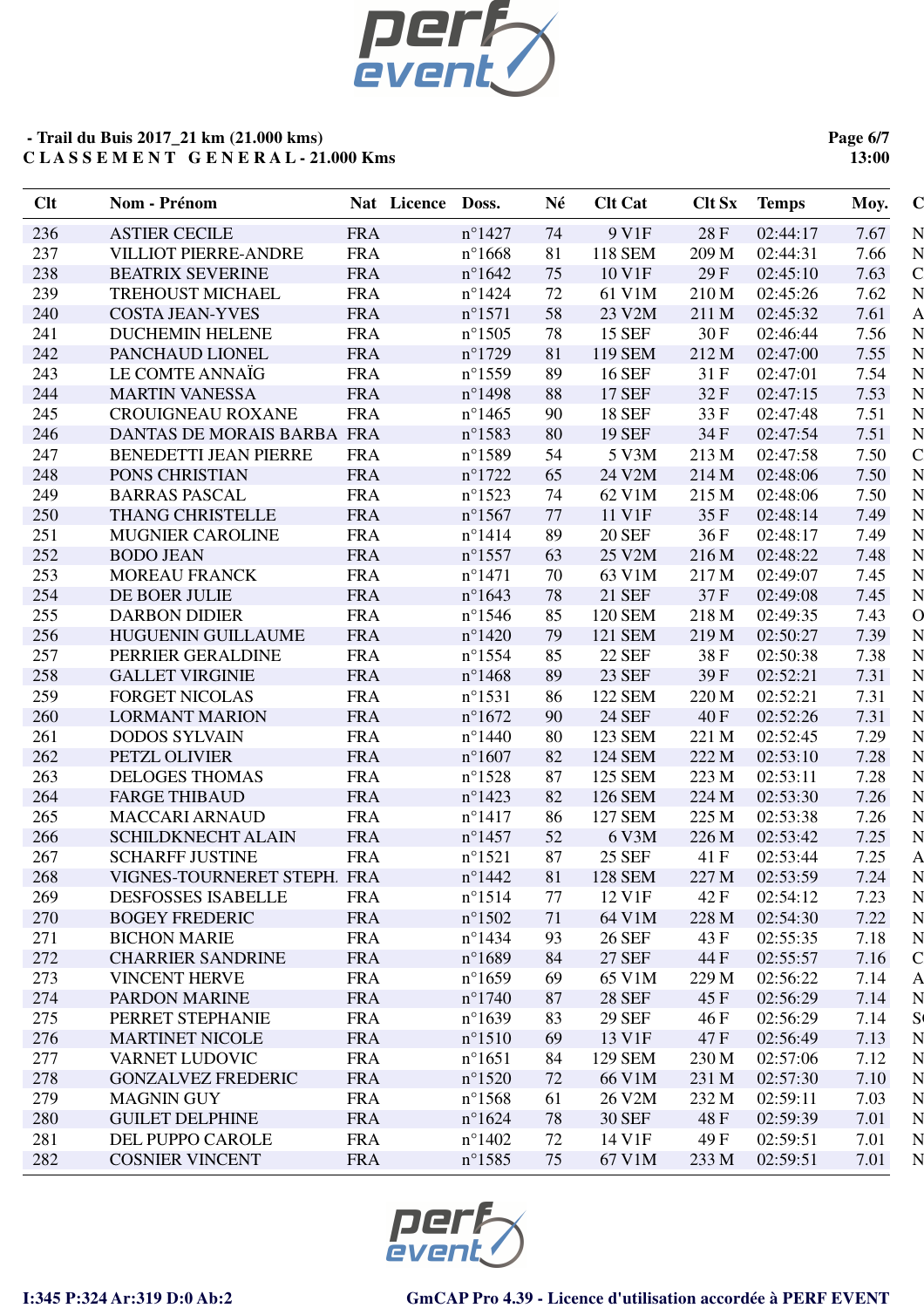**- Trail du Buis 2017_21 km (21.000 kms)**
**C L A S S E M E N T G E N E R A L - 21.000 Kms**

| Clt | Nom - Prénom | Nat | Licence | Doss. | Né | Clt Cat | Clt Sx | Temps | Moy. | C |
|---|---|---|---|---|---|---|---|---|---|---|
| 236 | ASTIER CECILE | FRA | | n°1427 | 74 | 9 V1F | 28 F | 02:44:17 | 7.67 | N |
| 237 | VILLIOT PIERRE-ANDRE | FRA | | n°1668 | 81 | 118 SEM | 209 M | 02:44:31 | 7.66 | N |
| 238 | BEATRIX SEVERINE | FRA | | n°1642 | 75 | 10 V1F | 29 F | 02:45:10 | 7.63 | C |
| 239 | TREHOUST MICHAEL | FRA | | n°1424 | 72 | 61 V1M | 210 M | 02:45:26 | 7.62 | N |
| 240 | COSTA JEAN-YVES | FRA | | n°1571 | 58 | 23 V2M | 211 M | 02:45:32 | 7.61 | A |
| 241 | DUCHEMIN HELENE | FRA | | n°1505 | 78 | 15 SEF | 30 F | 02:46:44 | 7.56 | N |
| 242 | PANCHAUD LIONEL | FRA | | n°1729 | 81 | 119 SEM | 212 M | 02:47:00 | 7.55 | N |
| 243 | LE COMTE ANNAÏG | FRA | | n°1559 | 89 | 16 SEF | 31 F | 02:47:01 | 7.54 | N |
| 244 | MARTIN VANESSA | FRA | | n°1498 | 88 | 17 SEF | 32 F | 02:47:15 | 7.53 | N |
| 245 | CROUIGNEAU ROXANE | FRA | | n°1465 | 90 | 18 SEF | 33 F | 02:47:48 | 7.51 | N |
| 246 | DANTAS DE MORAIS BARBA | FRA | | n°1583 | 80 | 19 SEF | 34 F | 02:47:54 | 7.51 | N |
| 247 | BENEDETTI JEAN PIERRE | FRA | | n°1589 | 54 | 5 V3M | 213 M | 02:47:58 | 7.50 | C |
| 248 | PONS CHRISTIAN | FRA | | n°1722 | 65 | 24 V2M | 214 M | 02:48:06 | 7.50 | N |
| 249 | BARRAS PASCAL | FRA | | n°1523 | 74 | 62 V1M | 215 M | 02:48:06 | 7.50 | N |
| 250 | THANG CHRISTELLE | FRA | | n°1567 | 77 | 11 V1F | 35 F | 02:48:14 | 7.49 | N |
| 251 | MUGNIER CAROLINE | FRA | | n°1414 | 89 | 20 SEF | 36 F | 02:48:17 | 7.49 | N |
| 252 | BODO JEAN | FRA | | n°1557 | 63 | 25 V2M | 216 M | 02:48:22 | 7.48 | N |
| 253 | MOREAU FRANCK | FRA | | n°1471 | 70 | 63 V1M | 217 M | 02:49:07 | 7.45 | N |
| 254 | DE BOER JULIE | FRA | | n°1643 | 78 | 21 SEF | 37 F | 02:49:08 | 7.45 | N |
| 255 | DARBON DIDIER | FRA | | n°1546 | 85 | 120 SEM | 218 M | 02:49:35 | 7.43 | O |
| 256 | HUGUENIN GUILLAUME | FRA | | n°1420 | 79 | 121 SEM | 219 M | 02:50:27 | 7.39 | N |
| 257 | PERRIER GERALDINE | FRA | | n°1554 | 85 | 22 SEF | 38 F | 02:50:38 | 7.38 | N |
| 258 | GALLET VIRGINIE | FRA | | n°1468 | 89 | 23 SEF | 39 F | 02:52:21 | 7.31 | N |
| 259 | FORGET NICOLAS | FRA | | n°1531 | 86 | 122 SEM | 220 M | 02:52:21 | 7.31 | N |
| 260 | LORMANT MARION | FRA | | n°1672 | 90 | 24 SEF | 40 F | 02:52:26 | 7.31 | N |
| 261 | DODOS SYLVAIN | FRA | | n°1440 | 80 | 123 SEM | 221 M | 02:52:45 | 7.29 | N |
| 262 | PETZL OLIVIER | FRA | | n°1607 | 82 | 124 SEM | 222 M | 02:53:10 | 7.28 | N |
| 263 | DELOGES THOMAS | FRA | | n°1528 | 87 | 125 SEM | 223 M | 02:53:11 | 7.28 | N |
| 264 | FARGE THIBAUD | FRA | | n°1423 | 82 | 126 SEM | 224 M | 02:53:30 | 7.26 | N |
| 265 | MACCARI ARNAUD | FRA | | n°1417 | 86 | 127 SEM | 225 M | 02:53:38 | 7.26 | N |
| 266 | SCHILDKNECHT ALAIN | FRA | | n°1457 | 52 | 6 V3M | 226 M | 02:53:42 | 7.25 | N |
| 267 | SCHARFF JUSTINE | FRA | | n°1521 | 87 | 25 SEF | 41 F | 02:53:44 | 7.25 | A |
| 268 | VIGNES-TOURNERET STEPH. | FRA | | n°1442 | 81 | 128 SEM | 227 M | 02:53:59 | 7.24 | N |
| 269 | DESFOSSES ISABELLE | FRA | | n°1514 | 77 | 12 V1F | 42 F | 02:54:12 | 7.23 | N |
| 270 | BOGEY FREDERIC | FRA | | n°1502 | 71 | 64 V1M | 228 M | 02:54:30 | 7.22 | N |
| 271 | BICHON MARIE | FRA | | n°1434 | 93 | 26 SEF | 43 F | 02:55:35 | 7.18 | N |
| 272 | CHARRIER SANDRINE | FRA | | n°1689 | 84 | 27 SEF | 44 F | 02:55:57 | 7.16 | C |
| 273 | VINCENT HERVE | FRA | | n°1659 | 69 | 65 V1M | 229 M | 02:56:22 | 7.14 | A |
| 274 | PARDON MARINE | FRA | | n°1740 | 87 | 28 SEF | 45 F | 02:56:29 | 7.14 | N |
| 275 | PERRET STEPHANIE | FRA | | n°1639 | 83 | 29 SEF | 46 F | 02:56:29 | 7.14 | S |
| 276 | MARTINET NICOLE | FRA | | n°1510 | 69 | 13 V1F | 47 F | 02:56:49 | 7.13 | N |
| 277 | VARNET LUDOVIC | FRA | | n°1651 | 84 | 129 SEM | 230 M | 02:57:06 | 7.12 | N |
| 278 | GONZALVEZ FREDERIC | FRA | | n°1520 | 72 | 66 V1M | 231 M | 02:57:30 | 7.10 | N |
| 279 | MAGNIN GUY | FRA | | n°1568 | 61 | 26 V2M | 232 M | 02:59:11 | 7.03 | N |
| 280 | GUILET DELPHINE | FRA | | n°1624 | 78 | 30 SEF | 48 F | 02:59:39 | 7.01 | N |
| 281 | DEL PUPPO CAROLE | FRA | | n°1402 | 72 | 14 V1F | 49 F | 02:59:51 | 7.01 | N |
| 282 | COSNIER VINCENT | FRA | | n°1585 | 75 | 67 V1M | 233 M | 02:59:51 | 7.01 | N |

**I:345 P:324 Ar:319 D:0 Ab:2** **GmCAP Pro 4.39 - Licence d'utilisation accordée à PERF EVENT**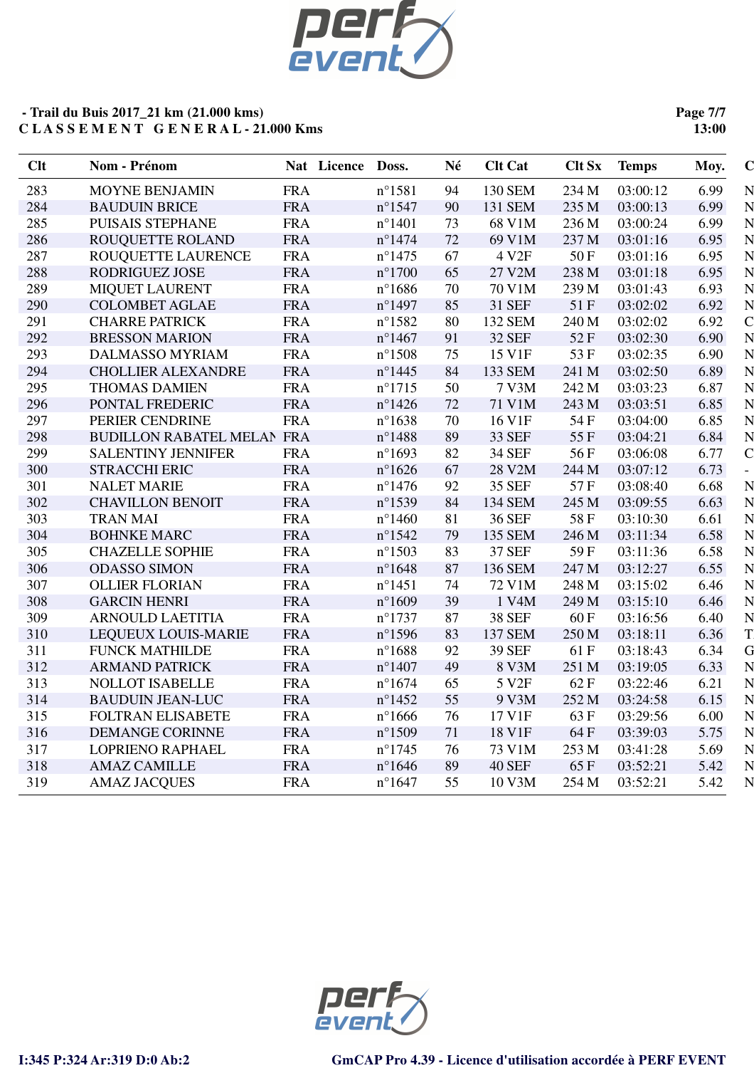**- Trail du Buis 2017_21 km (21.000 kms)**
**C L A S S E M E N T G E N E R A L - 21.000 Kms**

**Page 7/7**
**13:00**

| Clt | Nom - Prénom | Nat | Licence | Doss. | Né | Clt Cat | Clt Sx | Temps | Moy. | C |
|---|---|---|---|---|---|---|---|---|---|---|
| 283 | MOYNE BENJAMIN | FRA | | n°1581 | 94 | 130 SEM | 234 M | 03:00:12 | 6.99 | N |
| 284 | BAUDUIN BRICE | FRA | | n°1547 | 90 | 131 SEM | 235 M | 03:00:13 | 6.99 | N |
| 285 | PUISAIS STEPHANE | FRA | | n°1401 | 73 | 68 V1M | 236 M | 03:00:24 | 6.99 | N |
| 286 | ROUQUETTE ROLAND | FRA | | n°1474 | 72 | 69 V1M | 237 M | 03:01:16 | 6.95 | N |
| 287 | ROUQUETTE LAURENCE | FRA | | n°1475 | 67 | 4 V2F | 50 F | 03:01:16 | 6.95 | N |
| 288 | RODRIGUEZ JOSE | FRA | | n°1700 | 65 | 27 V2M | 238 M | 03:01:18 | 6.95 | N |
| 289 | MIQUET LAURENT | FRA | | n°1686 | 70 | 70 V1M | 239 M | 03:01:43 | 6.93 | N |
| 290 | COLOMBET AGLAE | FRA | | n°1497 | 85 | 31 SEF | 51 F | 03:02:02 | 6.92 | N |
| 291 | CHARRE PATRICK | FRA | | n°1582 | 80 | 132 SEM | 240 M | 03:02:02 | 6.92 | C |
| 292 | BRESSON MARION | FRA | | n°1467 | 91 | 32 SEF | 52 F | 03:02:30 | 6.90 | N |
| 293 | DALMASSO MYRIAM | FRA | | n°1508 | 75 | 15 V1F | 53 F | 03:02:35 | 6.90 | N |
| 294 | CHOLLIER ALEXANDRE | FRA | | n°1445 | 84 | 133 SEM | 241 M | 03:02:50 | 6.89 | N |
| 295 | THOMAS DAMIEN | FRA | | n°1715 | 50 | 7 V3M | 242 M | 03:03:23 | 6.87 | N |
| 296 | PONTAL FREDERIC | FRA | | n°1426 | 72 | 71 V1M | 243 M | 03:03:51 | 6.85 | N |
| 297 | PERIER CENDRINE | FRA | | n°1638 | 70 | 16 V1F | 54 F | 03:04:00 | 6.85 | N |
| 298 | BUDILLON RABATEL MELAN | FRA | | n°1488 | 89 | 33 SEF | 55 F | 03:04:21 | 6.84 | N |
| 299 | SALENTINY JENNIFER | FRA | | n°1693 | 82 | 34 SEF | 56 F | 03:06:08 | 6.77 | C |
| 300 | STRACCHI ERIC | FRA | | n°1626 | 67 | 28 V2M | 244 M | 03:07:12 | 6.73 | - |
| 301 | NALET MARIE | FRA | | n°1476 | 92 | 35 SEF | 57 F | 03:08:40 | 6.68 | N |
| 302 | CHAVILLON BENOIT | FRA | | n°1539 | 84 | 134 SEM | 245 M | 03:09:55 | 6.63 | N |
| 303 | TRAN MAI | FRA | | n°1460 | 81 | 36 SEF | 58 F | 03:10:30 | 6.61 | N |
| 304 | BOHNKE MARC | FRA | | n°1542 | 79 | 135 SEM | 246 M | 03:11:34 | 6.58 | N |
| 305 | CHAZELLE SOPHIE | FRA | | n°1503 | 83 | 37 SEF | 59 F | 03:11:36 | 6.58 | N |
| 306 | ODASSO SIMON | FRA | | n°1648 | 87 | 136 SEM | 247 M | 03:12:27 | 6.55 | N |
| 307 | OLLIER FLORIAN | FRA | | n°1451 | 74 | 72 V1M | 248 M | 03:15:02 | 6.46 | N |
| 308 | GARCIN HENRI | FRA | | n°1609 | 39 | 1 V4M | 249 M | 03:15:10 | 6.46 | N |
| 309 | ARNOULD LAETITIA | FRA | | n°1737 | 87 | 38 SEF | 60 F | 03:16:56 | 6.40 | N |
| 310 | LEQUEUX LOUIS-MARIE | FRA | | n°1596 | 83 | 137 SEM | 250 M | 03:18:11 | 6.36 | T |
| 311 | FUNCK MATHILDE | FRA | | n°1688 | 92 | 39 SEF | 61 F | 03:18:43 | 6.34 | G |
| 312 | ARMAND PATRICK | FRA | | n°1407 | 49 | 8 V3M | 251 M | 03:19:05 | 6.33 | N |
| 313 | NOLLOT ISABELLE | FRA | | n°1674 | 65 | 5 V2F | 62 F | 03:22:46 | 6.21 | N |
| 314 | BAUDUIN JEAN-LUC | FRA | | n°1452 | 55 | 9 V3M | 252 M | 03:24:58 | 6.15 | N |
| 315 | FOLTRAN ELISABETE | FRA | | n°1666 | 76 | 17 V1F | 63 F | 03:29:56 | 6.00 | N |
| 316 | DEMANGE CORINNE | FRA | | n°1509 | 71 | 18 V1F | 64 F | 03:39:03 | 5.75 | N |
| 317 | LOPRIENO RAPHAEL | FRA | | n°1745 | 76 | 73 V1M | 253 M | 03:41:28 | 5.69 | N |
| 318 | AMAZ CAMILLE | FRA | | n°1646 | 89 | 40 SEF | 65 F | 03:52:21 | 5.42 | N |
| 319 | AMAZ JACQUES | FRA | | n°1647 | 55 | 10 V3M | 254 M | 03:52:21 | 5.42 | N |

I:345 P:324 Ar:319 D:0 Ab:2

GmCAP Pro 4.39 - Licence d'utilisation accordée à PERF EVENT